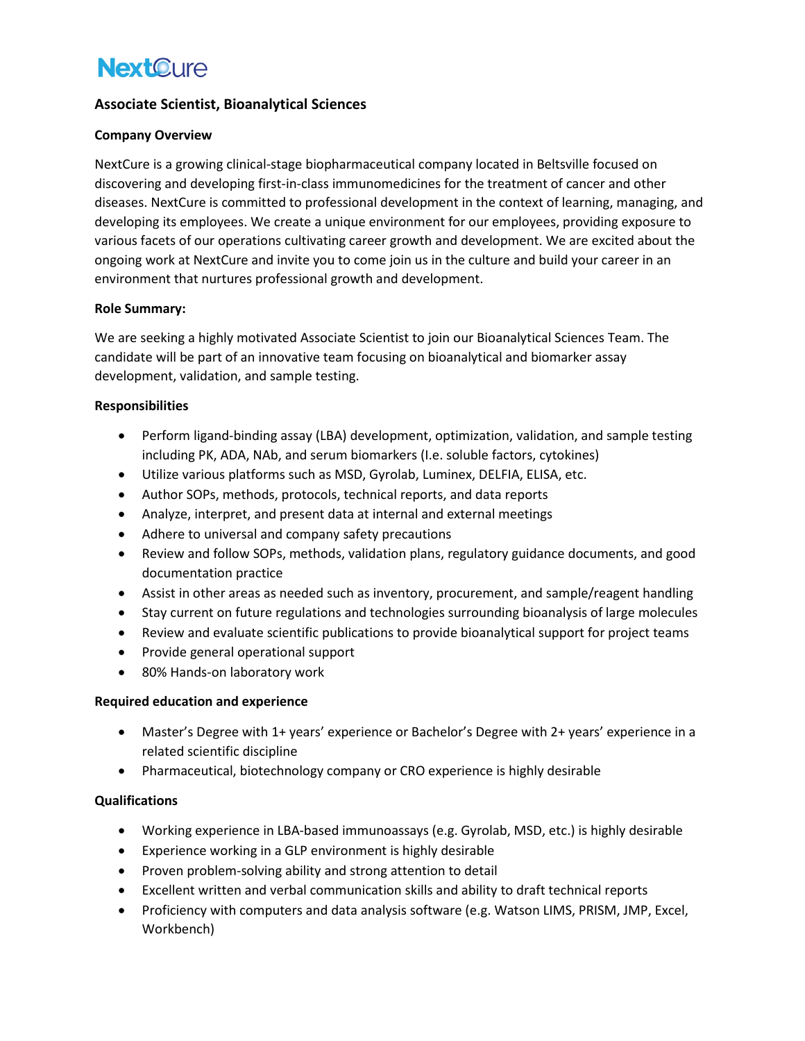NextCure

# Associate Scientist, Bioanalytical Sciences

## Company Overview

NextCure is a growing clinical-stage biopharmaceutical company located in Beltsville focused on discovering and developing first-in-class immunomedicines for the treatment of cancer and other diseases. NextCure is committed to professional development in the context of learning, managing, and developing its employees. We create a unique environment for our employees, providing exposure to various facets of our operations cultivating career growth and development. We are excited about the ongoing work at NextCure and invite you to come join us in the culture and build your career in an environment that nurtures professional growth and development.

## Role Summary:

We are seeking a highly motivated Associate Scientist to join our Bioanalytical Sciences Team. The candidate will be part of an innovative team focusing on bioanalytical and biomarker assay development, validation, and sample testing.

## Responsibilities

- Perform ligand-binding assay (LBA) development, optimization, validation, and sample testing including PK, ADA, NAb, and serum biomarkers (I.e. soluble factors, cytokines)
- Utilize various platforms such as MSD, Gyrolab, Luminex, DELFIA, ELISA, etc.
- Author SOPs, methods, protocols, technical reports, and data reports
- Analyze, interpret, and present data at internal and external meetings
- Adhere to universal and company safety precautions
- Review and follow SOPs, methods, validation plans, regulatory guidance documents, and good documentation practice
- Assist in other areas as needed such as inventory, procurement, and sample/reagent handling
- Stay current on future regulations and technologies surrounding bioanalysis of large molecules
- Review and evaluate scientific publications to provide bioanalytical support for project teams
- Provide general operational support
- 80% Hands-on laboratory work

## Required education and experience

- Master's Degree with 1+ years' experience or Bachelor's Degree with 2+ years' experience in a related scientific discipline
- Pharmaceutical, biotechnology company or CRO experience is highly desirable

## Qualifications

- Working experience in LBA-based immunoassays (e.g. Gyrolab, MSD, etc.) is highly desirable
- Experience working in a GLP environment is highly desirable
- Proven problem-solving ability and strong attention to detail
- Excellent written and verbal communication skills and ability to draft technical reports
- Proficiency with computers and data analysis software (e.g. Watson LIMS, PRISM, JMP, Excel, Workbench)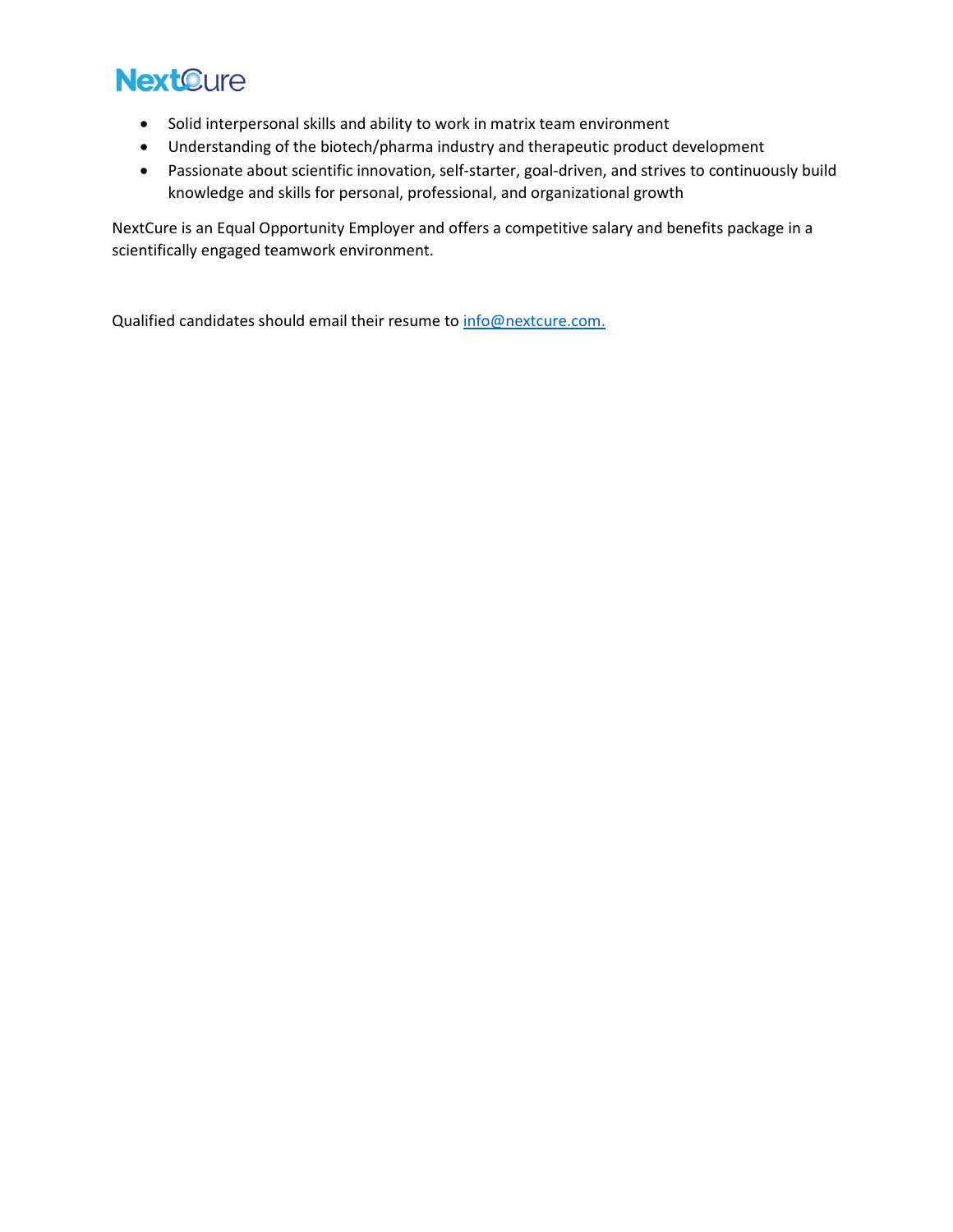- Solid interpersonal skills and ability to work in matrix team environment
- Understanding of the biotech/pharma industry and therapeutic product development
- Passionate about scientific innovation, self-starter, goal-driven, and strives to continuously build knowledge and skills for personal, professional, and organizational growth

NextCure is an Equal Opportunity Employer and offers a competitive salary and benefits package in a scientifically engaged teamwork environment.

Qualified candidates should email their resume to info@nextcure.com.